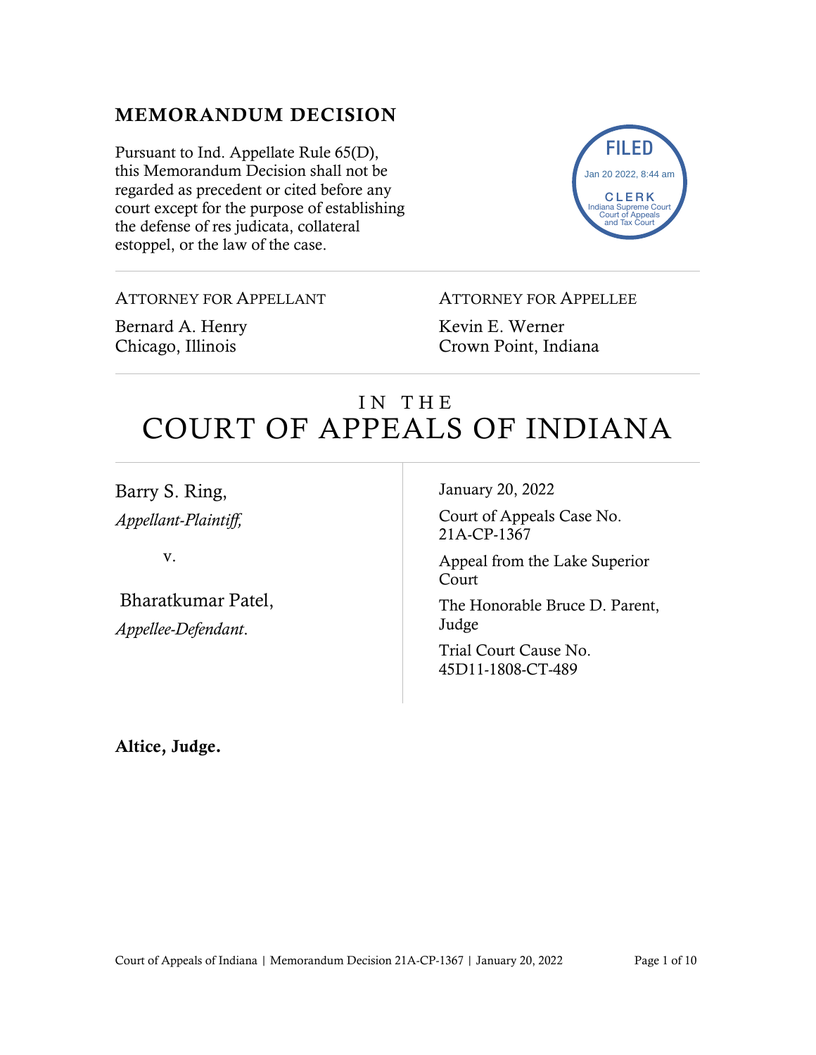## MEMORANDUM DECISION

Pursuant to Ind. Appellate Rule 65(D), this Memorandum Decision shall not be regarded as precedent or cited before any court except for the purpose of establishing the defense of res judicata, collateral estoppel, or the law of the case.

FILED
Jan 20 2022, 8:44 am
CLERK
Indiana Supreme Court
Court of Appeals
and Tax Court

ATTORNEY FOR APPELLANT

Bernard A. Henry
Chicago, Illinois

ATTORNEY FOR APPELLEE

Kevin E. Werner
Crown Point, Indiana

# IN THE COURT OF APPEALS OF INDIANA

Barry S. Ring,
*Appellant-Plaintiff,*

v.

Bharatkumar Patel,
*Appellee-Defendant*.

January 20, 2022

Court of Appeals Case No. 21A-CP-1367

Appeal from the Lake Superior Court

The Honorable Bruce D. Parent, Judge

Trial Court Cause No. 45D11-1808-CT-489

**Altice, Judge.**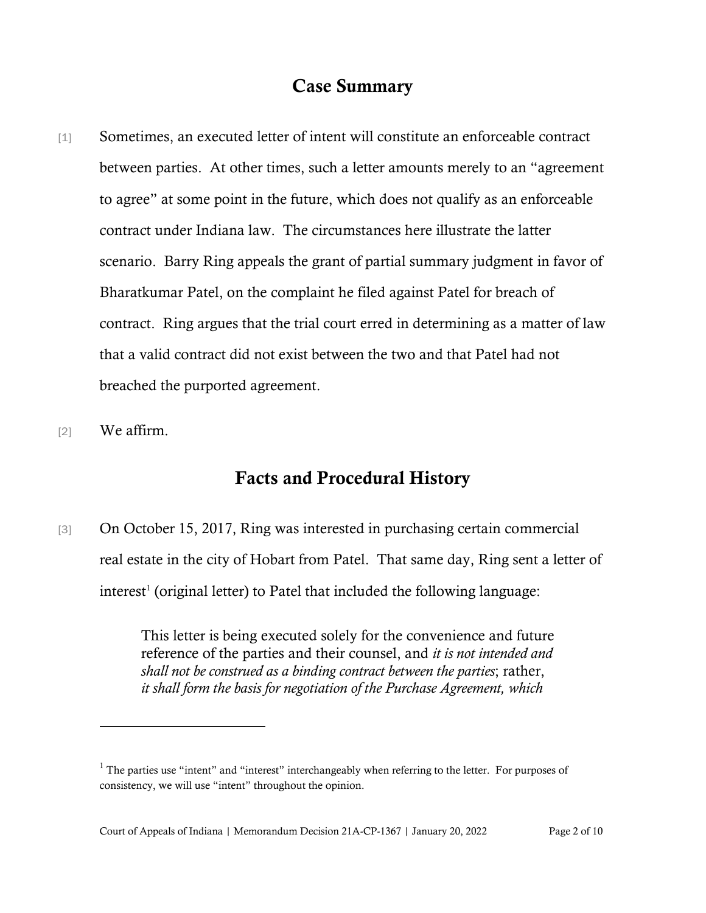## Case Summary

[1] Sometimes, an executed letter of intent will constitute an enforceable contract between parties. At other times, such a letter amounts merely to an "agreement to agree" at some point in the future, which does not qualify as an enforceable contract under Indiana law. The circumstances here illustrate the latter scenario. Barry Ring appeals the grant of partial summary judgment in favor of Bharatkumar Patel, on the complaint he filed against Patel for breach of contract. Ring argues that the trial court erred in determining as a matter of law that a valid contract did not exist between the two and that Patel had not breached the purported agreement.

[2] We affirm.

## Facts and Procedural History

[3] On October 15, 2017, Ring was interested in purchasing certain commercial real estate in the city of Hobart from Patel. That same day, Ring sent a letter of interest[1] (original letter) to Patel that included the following language:

> This letter is being executed solely for the convenience and future reference of the parties and their counsel, and *it is not intended and shall not be construed as a binding contract between the parties*; rather, *it shall form the basis for negotiation of the Purchase Agreement, which*

[1] The parties use "intent" and "interest" interchangeably when referring to the letter. For purposes of consistency, we will use "intent" throughout the opinion.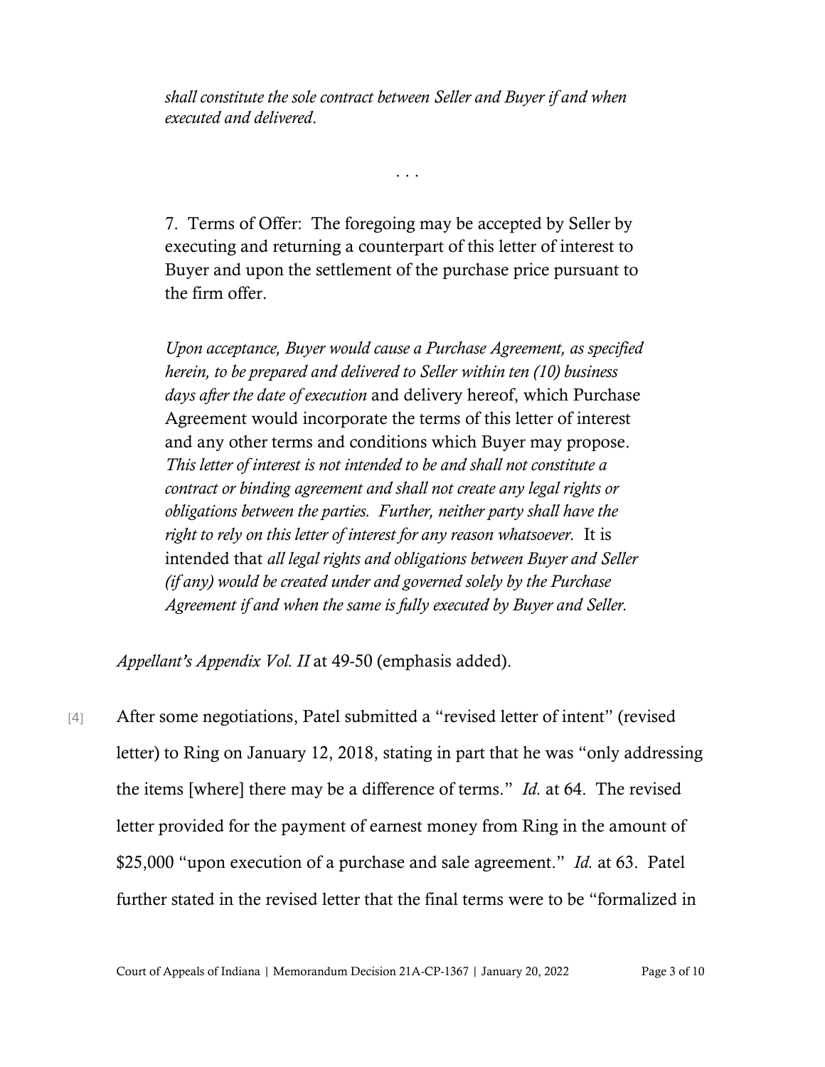> *shall constitute the sole contract between Seller and Buyer if and when executed and delivered*.
>
> . . .
>
> 7. Terms of Offer: The foregoing may be accepted by Seller by executing and returning a counterpart of this letter of interest to Buyer and upon the settlement of the purchase price pursuant to the firm offer.
>
> *Upon acceptance, Buyer would cause a Purchase Agreement, as specified herein, to be prepared and delivered to Seller within ten (10) business days after the date of execution* and delivery hereof, which Purchase Agreement would incorporate the terms of this letter of interest and any other terms and conditions which Buyer may propose. *This letter of interest is not intended to be and shall not constitute a contract or binding agreement and shall not create any legal rights or obligations between the parties. Further, neither party shall have the right to rely on this letter of interest for any reason whatsoever.* It is intended that *all legal rights and obligations between Buyer and Seller (if any) would be created under and governed solely by the Purchase Agreement if and when the same is fully executed by Buyer and Seller.*

*Appellant's Appendix Vol. II* at 49-50 (emphasis added).

[4] After some negotiations, Patel submitted a "revised letter of intent" (revised letter) to Ring on January 12, 2018, stating in part that he was "only addressing the items [where] there may be a difference of terms." *Id.* at 64. The revised letter provided for the payment of earnest money from Ring in the amount of $25,000 "upon execution of a purchase and sale agreement." *Id.* at 63. Patel further stated in the revised letter that the final terms were to be "formalized in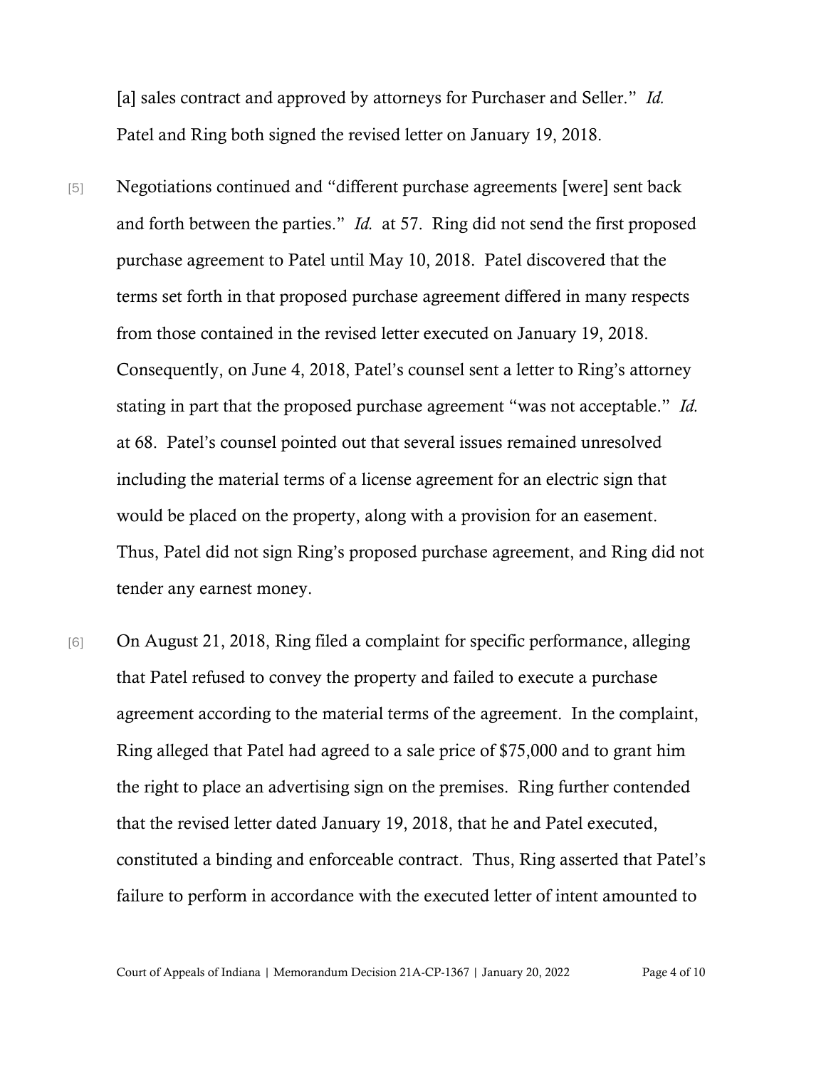[a] sales contract and approved by attorneys for Purchaser and Seller." *Id.* Patel and Ring both signed the revised letter on January 19, 2018.

[5] Negotiations continued and "different purchase agreements [were] sent back and forth between the parties." *Id.* at 57. Ring did not send the first proposed purchase agreement to Patel until May 10, 2018. Patel discovered that the terms set forth in that proposed purchase agreement differed in many respects from those contained in the revised letter executed on January 19, 2018. Consequently, on June 4, 2018, Patel's counsel sent a letter to Ring's attorney stating in part that the proposed purchase agreement "was not acceptable." *Id.* at 68. Patel's counsel pointed out that several issues remained unresolved including the material terms of a license agreement for an electric sign that would be placed on the property, along with a provision for an easement. Thus, Patel did not sign Ring's proposed purchase agreement, and Ring did not tender any earnest money.

[6] On August 21, 2018, Ring filed a complaint for specific performance, alleging that Patel refused to convey the property and failed to execute a purchase agreement according to the material terms of the agreement. In the complaint, Ring alleged that Patel had agreed to a sale price of $75,000 and to grant him the right to place an advertising sign on the premises. Ring further contended that the revised letter dated January 19, 2018, that he and Patel executed, constituted a binding and enforceable contract. Thus, Ring asserted that Patel's failure to perform in accordance with the executed letter of intent amounted to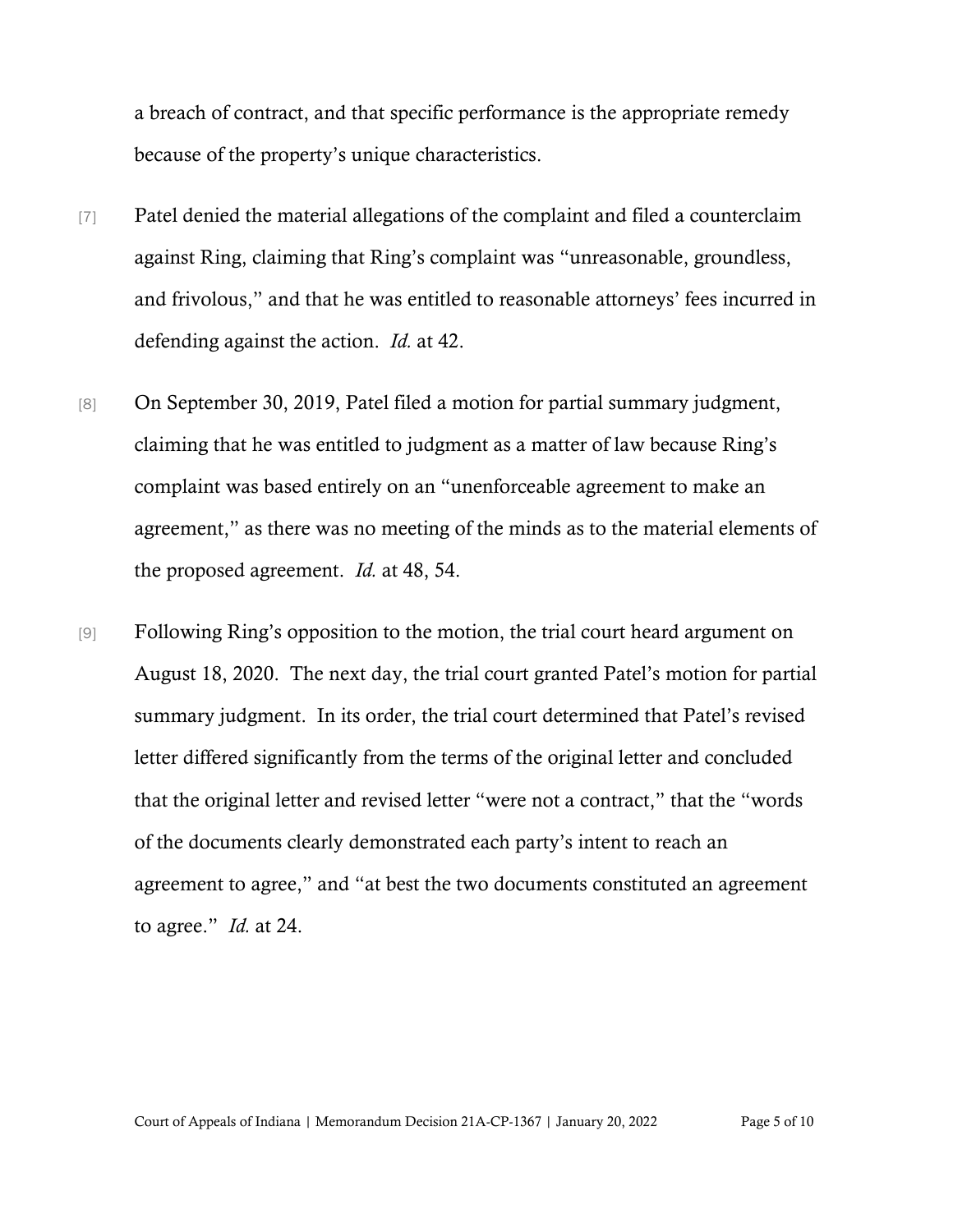a breach of contract, and that specific performance is the appropriate remedy because of the property's unique characteristics.

[7] Patel denied the material allegations of the complaint and filed a counterclaim against Ring, claiming that Ring's complaint was "unreasonable, groundless, and frivolous," and that he was entitled to reasonable attorneys' fees incurred in defending against the action. *Id.* at 42.

[8] On September 30, 2019, Patel filed a motion for partial summary judgment, claiming that he was entitled to judgment as a matter of law because Ring's complaint was based entirely on an "unenforceable agreement to make an agreement," as there was no meeting of the minds as to the material elements of the proposed agreement. *Id.* at 48, 54.

[9] Following Ring's opposition to the motion, the trial court heard argument on August 18, 2020. The next day, the trial court granted Patel's motion for partial summary judgment. In its order, the trial court determined that Patel's revised letter differed significantly from the terms of the original letter and concluded that the original letter and revised letter "were not a contract," that the "words of the documents clearly demonstrated each party's intent to reach an agreement to agree," and "at best the two documents constituted an agreement to agree." *Id.* at 24.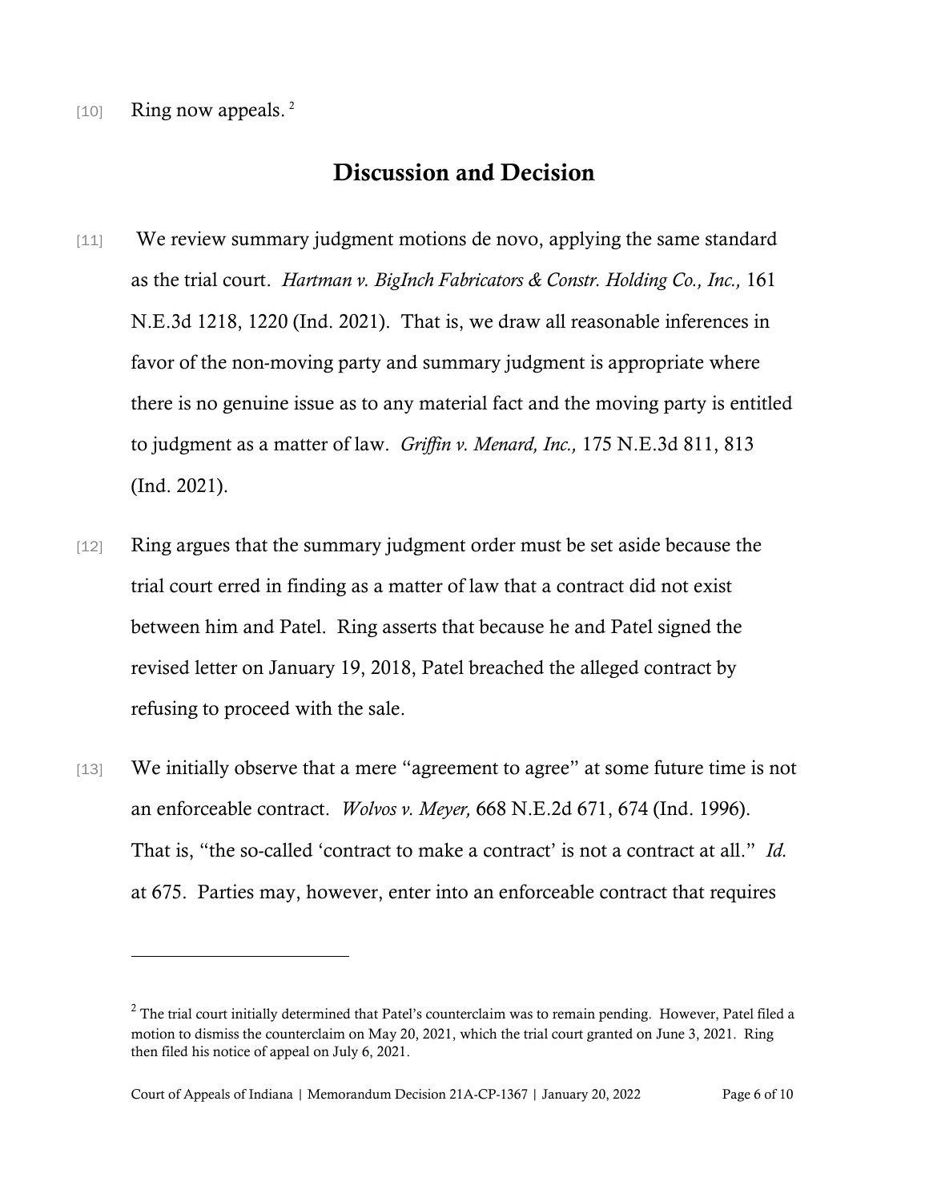[10] Ring now appeals.[2]

## Discussion and Decision

[11] We review summary judgment motions de novo, applying the same standard as the trial court. *Hartman v. BigInch Fabricators & Constr. Holding Co., Inc.,* 161 N.E.3d 1218, 1220 (Ind. 2021). That is, we draw all reasonable inferences in favor of the non-moving party and summary judgment is appropriate where there is no genuine issue as to any material fact and the moving party is entitled to judgment as a matter of law. *Griffin v. Menard, Inc.,* 175 N.E.3d 811, 813 (Ind. 2021).

[12] Ring argues that the summary judgment order must be set aside because the trial court erred in finding as a matter of law that a contract did not exist between him and Patel. Ring asserts that because he and Patel signed the revised letter on January 19, 2018, Patel breached the alleged contract by refusing to proceed with the sale.

[13] We initially observe that a mere "agreement to agree" at some future time is not an enforceable contract. *Wolvos v. Meyer,* 668 N.E.2d 671, 674 (Ind. 1996). That is, "the so-called 'contract to make a contract' is not a contract at all." *Id.* at 675. Parties may, however, enter into an enforceable contract that requires

---

[2] The trial court initially determined that Patel's counterclaim was to remain pending. However, Patel filed a motion to dismiss the counterclaim on May 20, 2021, which the trial court granted on June 3, 2021. Ring then filed his notice of appeal on July 6, 2021.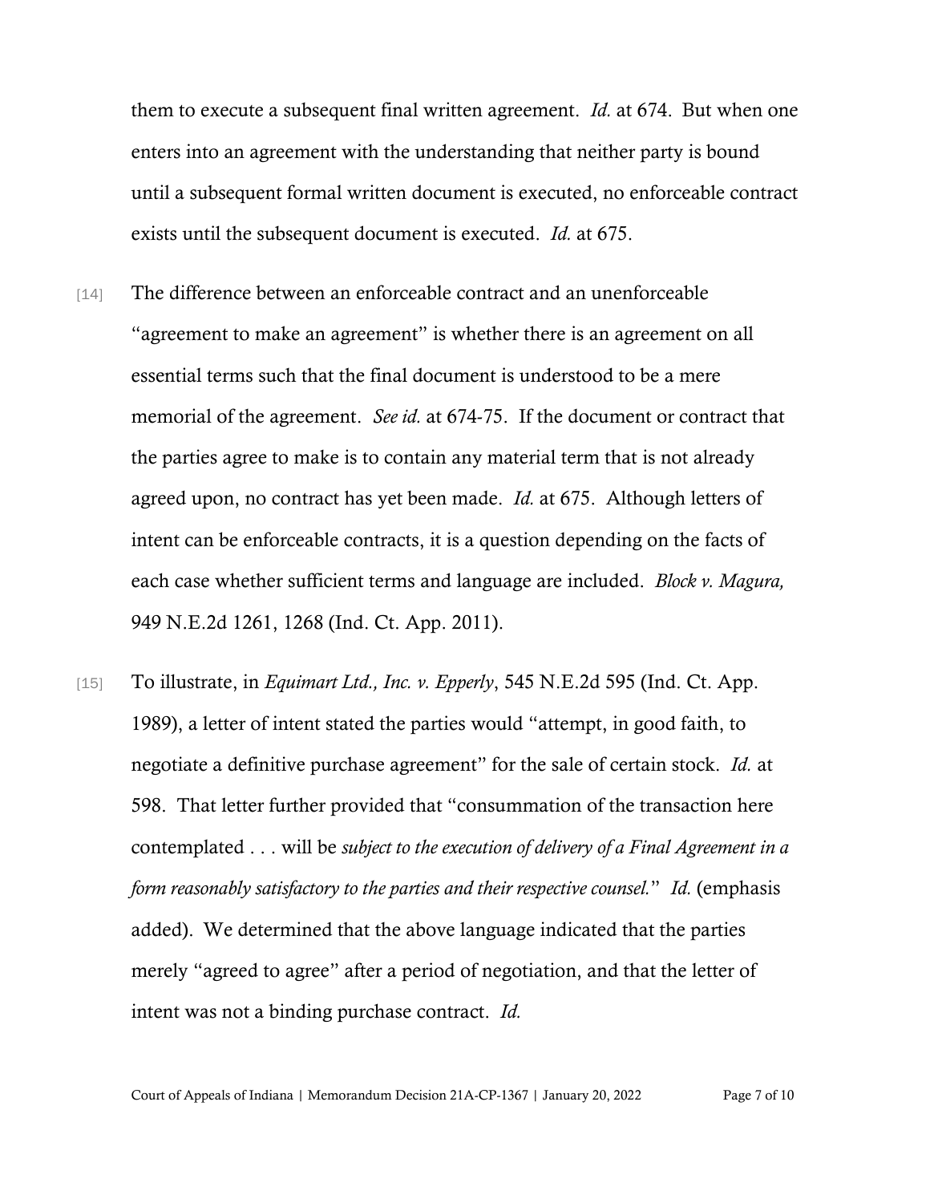them to execute a subsequent final written agreement. *Id.* at 674. But when one enters into an agreement with the understanding that neither party is bound until a subsequent formal written document is executed, no enforceable contract exists until the subsequent document is executed. *Id.* at 675.

[14] The difference between an enforceable contract and an unenforceable "agreement to make an agreement" is whether there is an agreement on all essential terms such that the final document is understood to be a mere memorial of the agreement. *See id.* at 674-75. If the document or contract that the parties agree to make is to contain any material term that is not already agreed upon, no contract has yet been made. *Id.* at 675. Although letters of intent can be enforceable contracts, it is a question depending on the facts of each case whether sufficient terms and language are included. *Block v. Magura,* 949 N.E.2d 1261, 1268 (Ind. Ct. App. 2011).

[15] To illustrate, in *Equimart Ltd., Inc. v. Epperly*, 545 N.E.2d 595 (Ind. Ct. App. 1989), a letter of intent stated the parties would "attempt, in good faith, to negotiate a definitive purchase agreement" for the sale of certain stock. *Id.* at 598. That letter further provided that "consummation of the transaction here contemplated . . . will be *subject to the execution of delivery of a Final Agreement in a form reasonably satisfactory to the parties and their respective counsel.*" *Id.* (emphasis added). We determined that the above language indicated that the parties merely "agreed to agree" after a period of negotiation, and that the letter of intent was not a binding purchase contract. *Id.*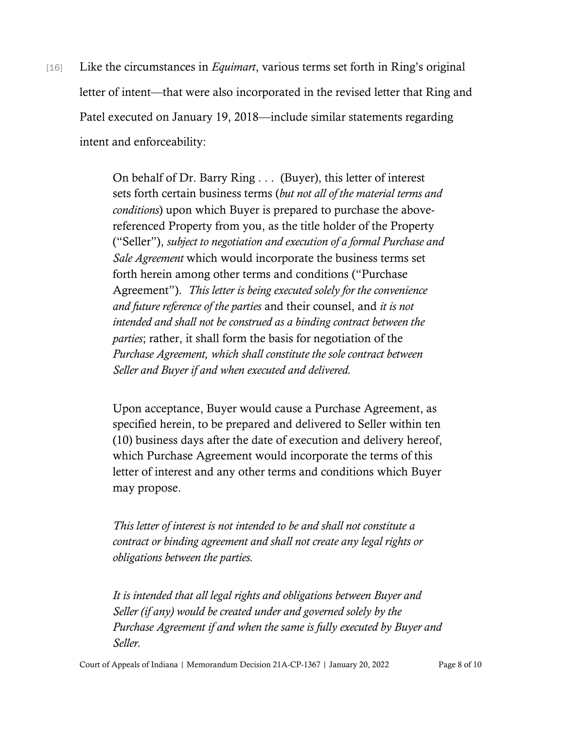[16] Like the circumstances in *Equimart*, various terms set forth in Ring's original letter of intent—that were also incorporated in the revised letter that Ring and Patel executed on January 19, 2018—include similar statements regarding intent and enforceability:

> On behalf of Dr. Barry Ring . . . (Buyer), this letter of interest sets forth certain business terms (*but not all of the material terms and conditions*) upon which Buyer is prepared to purchase the above-referenced Property from you, as the title holder of the Property ("Seller"), *subject to negotiation and execution of a formal Purchase and Sale Agreement* which would incorporate the business terms set forth herein among other terms and conditions ("Purchase Agreement"). *This letter is being executed solely for the convenience and future reference of the parties* and their counsel, and *it is not intended and shall not be construed as a binding contract between the parties*; rather, it shall form the basis for negotiation of the *Purchase Agreement, which shall constitute the sole contract between Seller and Buyer if and when executed and delivered.*
>
> Upon acceptance, Buyer would cause a Purchase Agreement, as specified herein, to be prepared and delivered to Seller within ten (10) business days after the date of execution and delivery hereof, which Purchase Agreement would incorporate the terms of this letter of interest and any other terms and conditions which Buyer may propose.
>
> *This letter of interest is not intended to be and shall not constitute a contract or binding agreement and shall not create any legal rights or obligations between the parties.*
>
> *It is intended that all legal rights and obligations between Buyer and Seller (if any) would be created under and governed solely by the Purchase Agreement if and when the same is fully executed by Buyer and Seller.*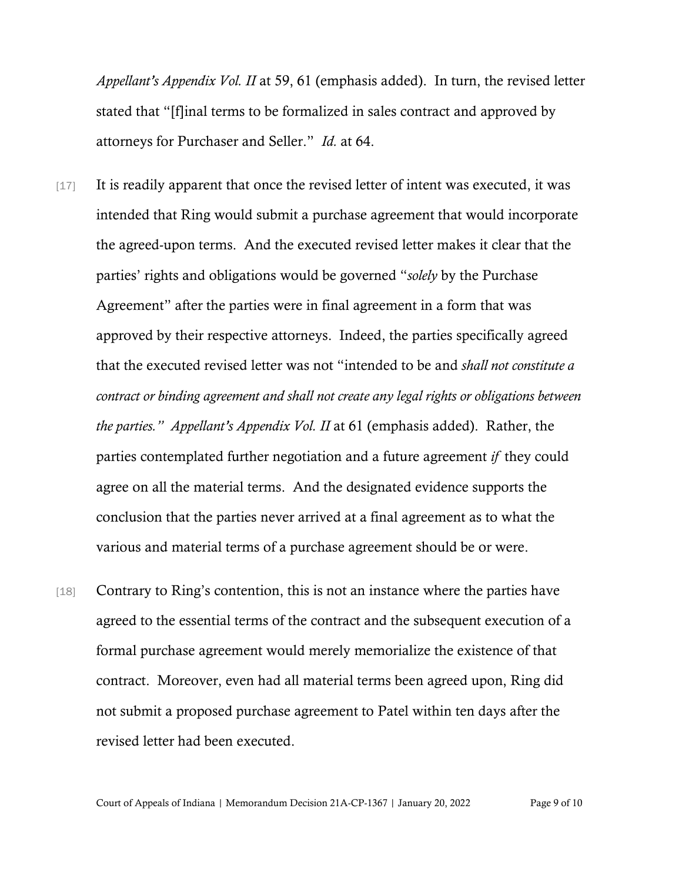*Appellant's Appendix Vol. II* at 59, 61 (emphasis added). In turn, the revised letter stated that "[f]inal terms to be formalized in sales contract and approved by attorneys for Purchaser and Seller." *Id.* at 64.

[17] It is readily apparent that once the revised letter of intent was executed, it was intended that Ring would submit a purchase agreement that would incorporate the agreed-upon terms. And the executed revised letter makes it clear that the parties' rights and obligations would be governed "*solely* by the Purchase Agreement" after the parties were in final agreement in a form that was approved by their respective attorneys. Indeed, the parties specifically agreed that the executed revised letter was not "intended to be and *shall not constitute a contract or binding agreement and shall not create any legal rights or obligations between the parties." Appellant's Appendix Vol. II* at 61 (emphasis added). Rather, the parties contemplated further negotiation and a future agreement *if* they could agree on all the material terms. And the designated evidence supports the conclusion that the parties never arrived at a final agreement as to what the various and material terms of a purchase agreement should be or were.

[18] Contrary to Ring's contention, this is not an instance where the parties have agreed to the essential terms of the contract and the subsequent execution of a formal purchase agreement would merely memorialize the existence of that contract. Moreover, even had all material terms been agreed upon, Ring did not submit a proposed purchase agreement to Patel within ten days after the revised letter had been executed.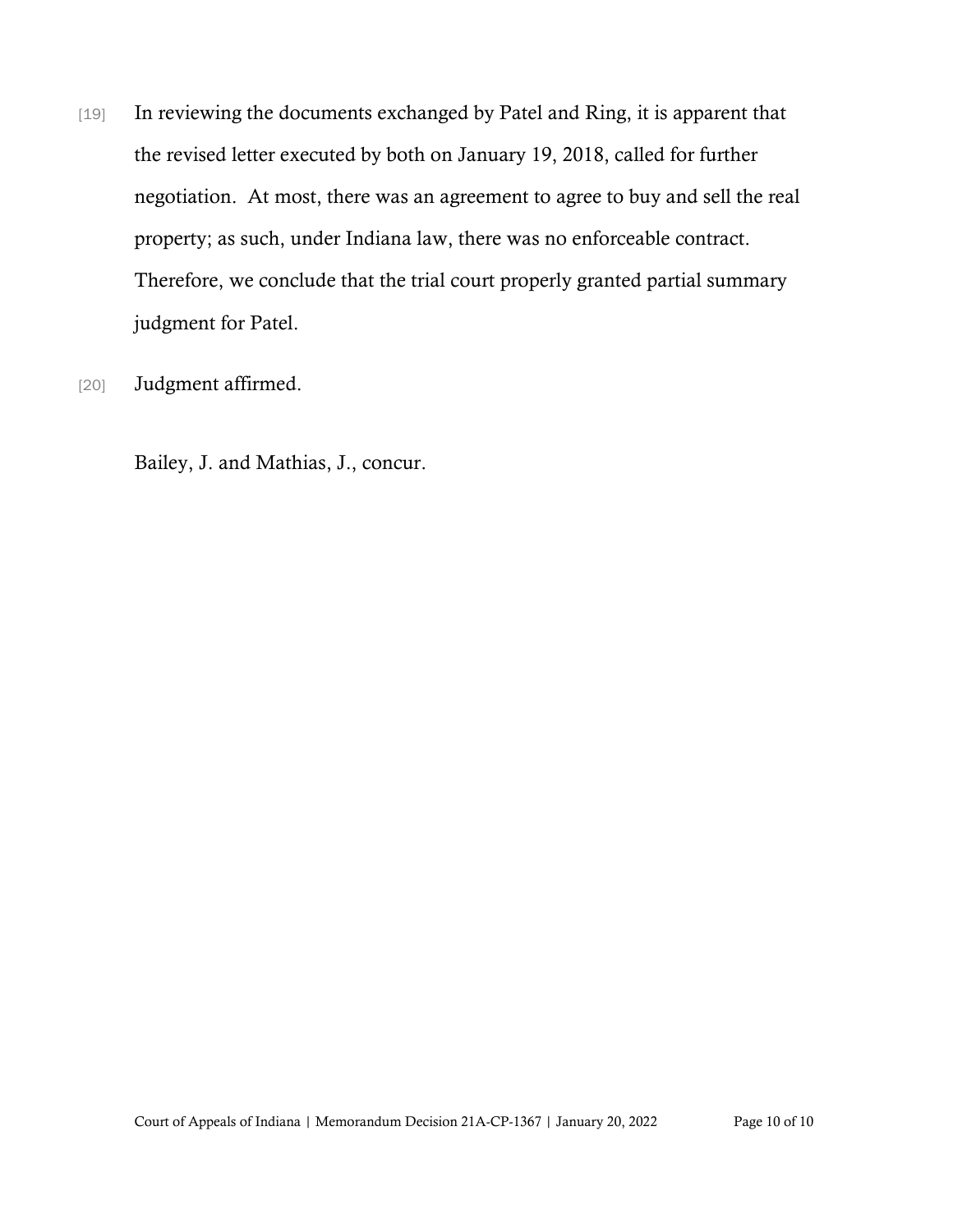[19] In reviewing the documents exchanged by Patel and Ring, it is apparent that the revised letter executed by both on January 19, 2018, called for further negotiation. At most, there was an agreement to agree to buy and sell the real property; as such, under Indiana law, there was no enforceable contract. Therefore, we conclude that the trial court properly granted partial summary judgment for Patel.

[20] Judgment affirmed.

Bailey, J. and Mathias, J., concur.